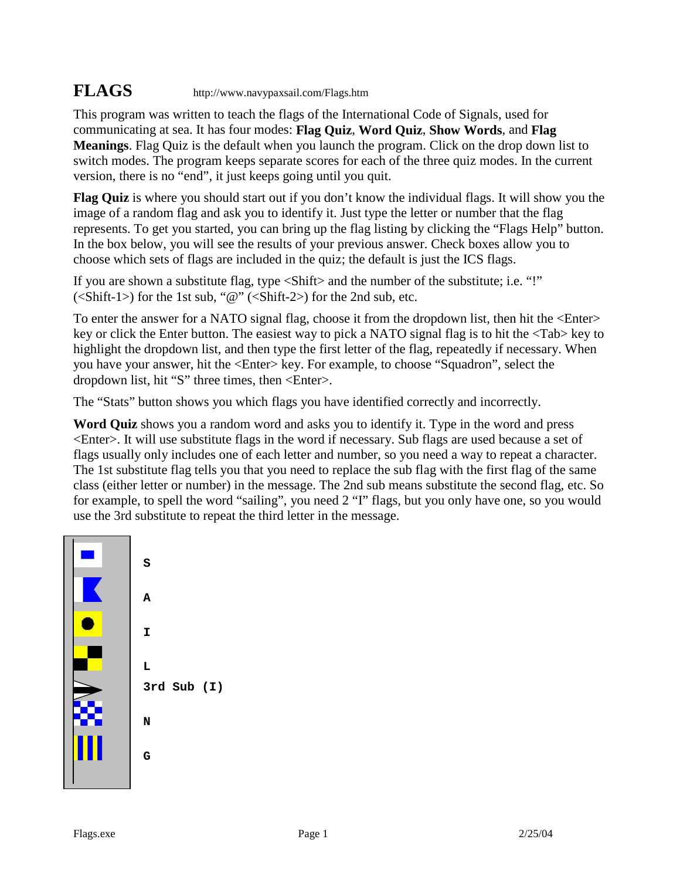# FLAGS

http://www.navypaxsail.com/Flags.htm

This program was written to teach the flags of the International Code of Signals, used for communicating at sea. It has four modes: **Flag Quiz**, **Word Quiz**, **Show Words**, and **Flag Meanings**. Flag Quiz is the default when you launch the program. Click on the drop down list to switch modes. The program keeps separate scores for each of the three quiz modes. In the current version, there is no "end", it just keeps going until you quit.

**Flag Quiz** is where you should start out if you don't know the individual flags. It will show you the image of a random flag and ask you to identify it. Just type the letter or number that the flag represents. To get you started, you can bring up the flag listing by clicking the "Flags Help" button. In the box below, you will see the results of your previous answer. Check boxes allow you to choose which sets of flags are included in the quiz; the default is just the ICS flags.

If you are shown a substitute flag, type <Shift> and the number of the substitute; i.e. "!" (<Shift-1>) for the 1st sub, "@" (<Shift-2>) for the 2nd sub, etc.

To enter the answer for a NATO signal flag, choose it from the dropdown list, then hit the <Enter> key or click the Enter button. The easiest way to pick a NATO signal flag is to hit the <Tab> key to highlight the dropdown list, and then type the first letter of the flag, repeatedly if necessary. When you have your answer, hit the <Enter> key. For example, to choose "Squadron", select the dropdown list, hit "S" three times, then <Enter>.

The "Stats" button shows you which flags you have identified correctly and incorrectly.

**Word Quiz** shows you a random word and asks you to identify it. Type in the word and press <Enter>. It will use substitute flags in the word if necessary. Sub flags are used because a set of flags usually only includes one of each letter and number, so you need a way to repeat a character. The 1st substitute flag tells you that you need to replace the sub flag with the first flag of the same class (either letter or number) in the message. The 2nd sub means substitute the second flag, etc. So for example, to spell the word "sailing", you need 2 "I" flags, but you only have one, so you would use the 3rd substitute to repeat the third letter in the message.

S

A

I

L

3rd Sub (I)

N

G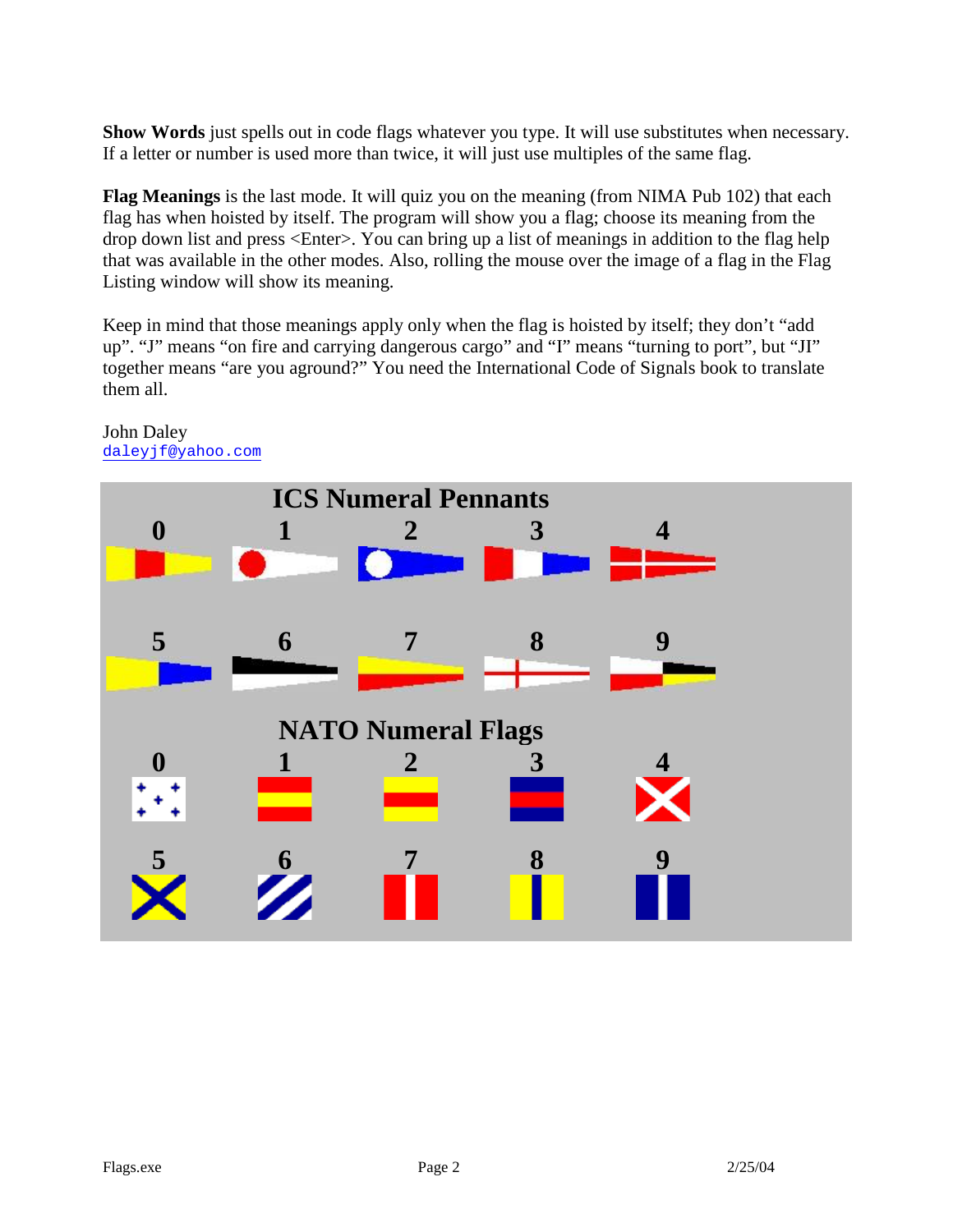**Show Words** just spells out in code flags whatever you type. It will use substitutes when necessary. If a letter or number is used more than twice, it will just use multiples of the same flag.

**Flag Meanings** is the last mode. It will quiz you on the meaning (from NIMA Pub 102) that each flag has when hoisted by itself. The program will show you a flag; choose its meaning from the drop down list and press <Enter>. You can bring up a list of meanings in addition to the flag help that was available in the other modes. Also, rolling the mouse over the image of a flag in the Flag Listing window will show its meaning.

Keep in mind that those meanings apply only when the flag is hoisted by itself; they don't "add up". "J" means "on fire and carrying dangerous cargo" and "I" means "turning to port", but "JI" together means "are you aground?" You need the International Code of Signals book to translate them all.

John Daley
daleyjf@yahoo.com

## ICS Numeral Pennants

0 1 2 3 4

5 6 7 8 9

## NATO Numeral Flags

0 1 2 3 4

5 6 7 8 9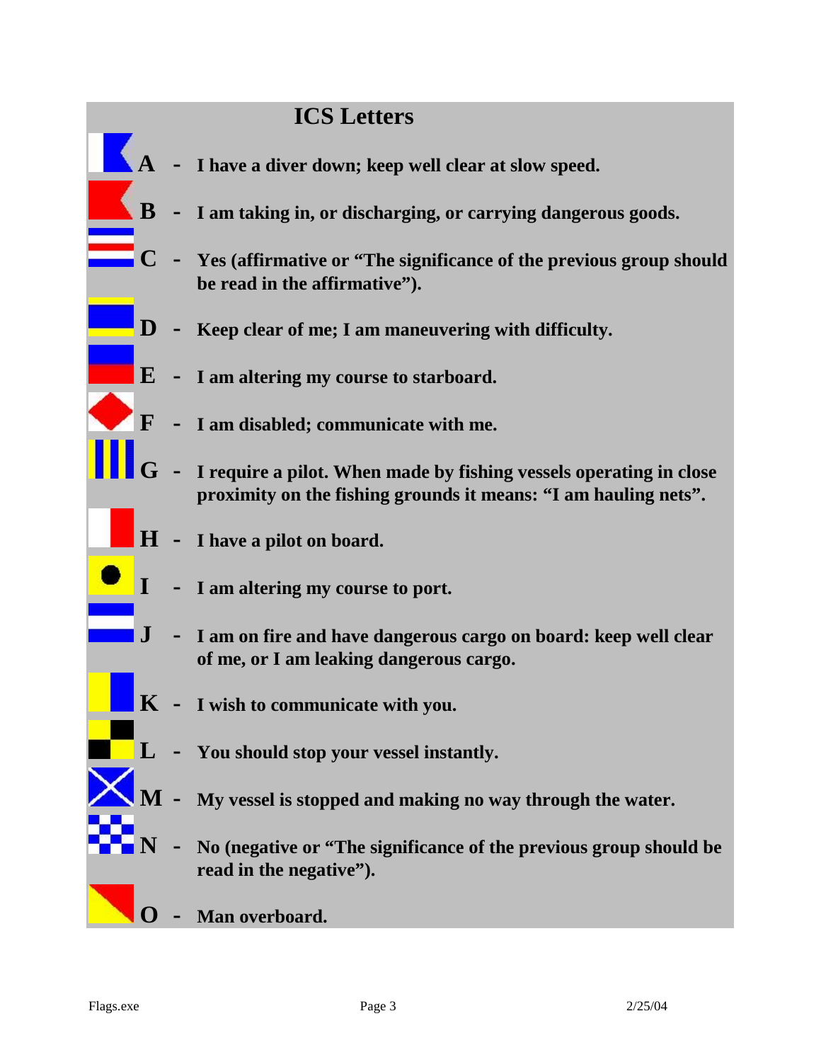# ICS Letters

**A - I have a diver down; keep well clear at slow speed.**

**B - I am taking in, or discharging, or carrying dangerous goods.**

**C - Yes (affirmative or "The significance of the previous group should be read in the affirmative").**

**D - Keep clear of me; I am maneuvering with difficulty.**

**E - I am altering my course to starboard.**

**F - I am disabled; communicate with me.**

**G - I require a pilot. When made by fishing vessels operating in close proximity on the fishing grounds it means: "I am hauling nets".**

**H - I have a pilot on board.**

**I - I am altering my course to port.**

**J - I am on fire and have dangerous cargo on board: keep well clear of me, or I am leaking dangerous cargo.**

**K - I wish to communicate with you.**

**L - You should stop your vessel instantly.**

**M - My vessel is stopped and making no way through the water.**

**N - No (negative or "The significance of the previous group should be read in the negative").**

**O - Man overboard.**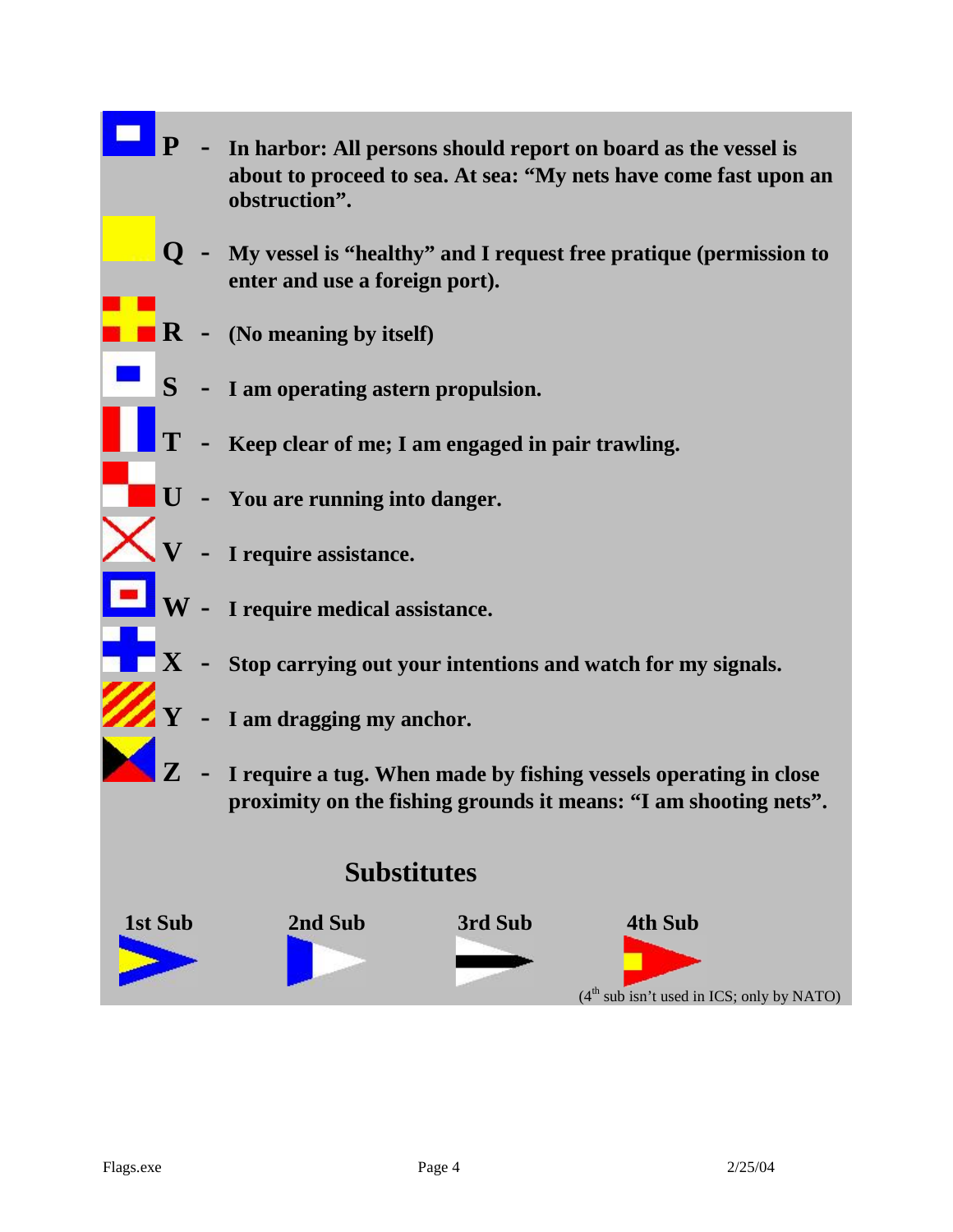**P** - **In harbor: All persons should report on board as the vessel is about to proceed to sea. At sea: "My nets have come fast upon an obstruction".**

**Q** - **My vessel is "healthy" and I request free pratique (permission to enter and use a foreign port).**

**R** - **(No meaning by itself)**

**S** - **I am operating astern propulsion.**

**T** - **Keep clear of me; I am engaged in pair trawling.**

**U** - **You are running into danger.**

**V** - **I require assistance.**

**W** - **I require medical assistance.**

**X** - **Stop carrying out your intentions and watch for my signals.**

**Y** - **I am dragging my anchor.**

**Z** - **I require a tug. When made by fishing vessels operating in close proximity on the fishing grounds it means: "I am shooting nets".**

## Substitutes

**1st Sub** **2nd Sub** **3rd Sub** **4th Sub**

(4th sub isn't used in ICS; only by NATO)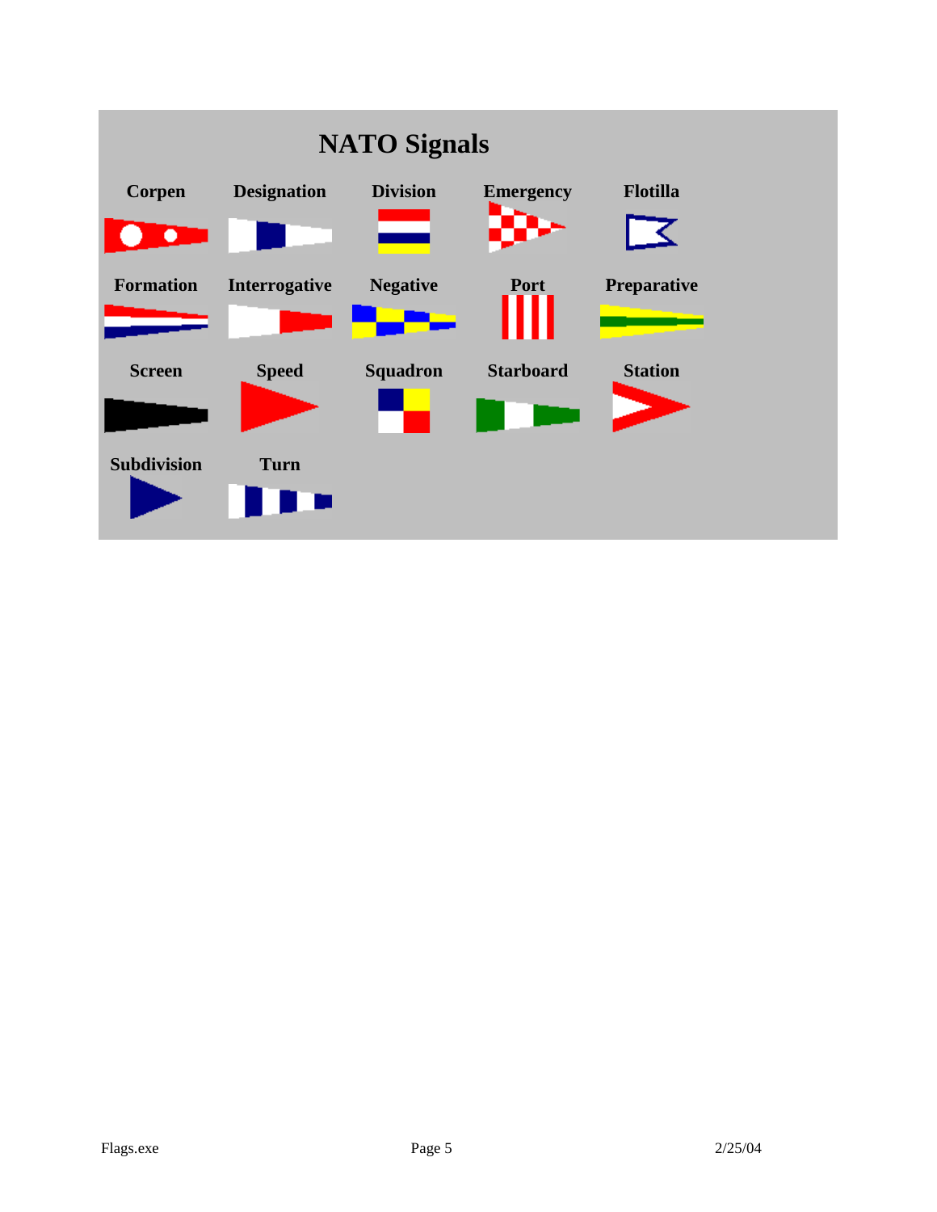# NATO Signals

Corpen

Designation

Division

Emergency

Flotilla

Formation

Interrogative

Negative

Port

Preparative

Screen

Speed

Squadron

Starboard

Station

Subdivision

Turn